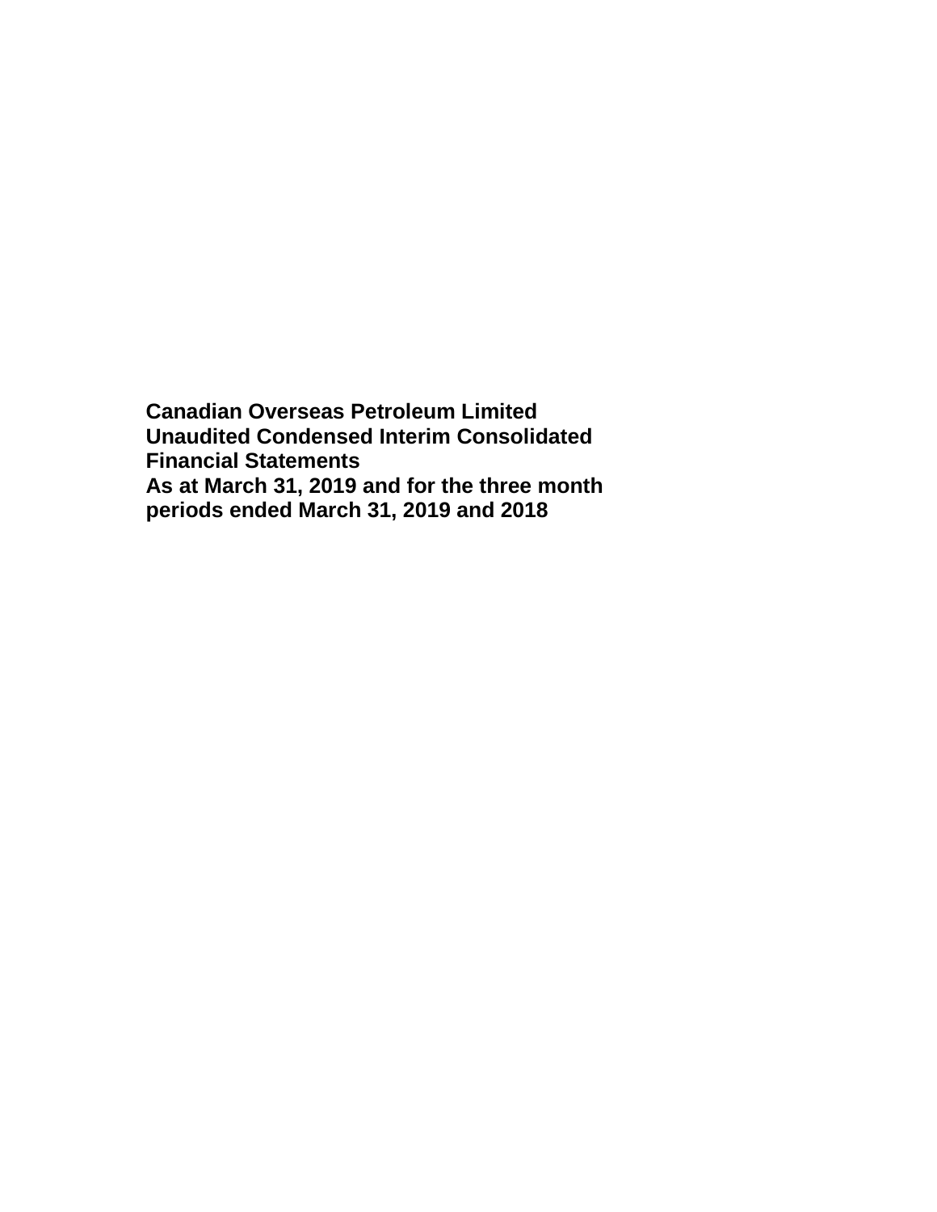**Canadian Overseas Petroleum Limited**
**Unaudited Condensed Interim Consolidated Financial Statements**
**As at March 31, 2019 and for the three month periods ended March 31, 2019 and 2018**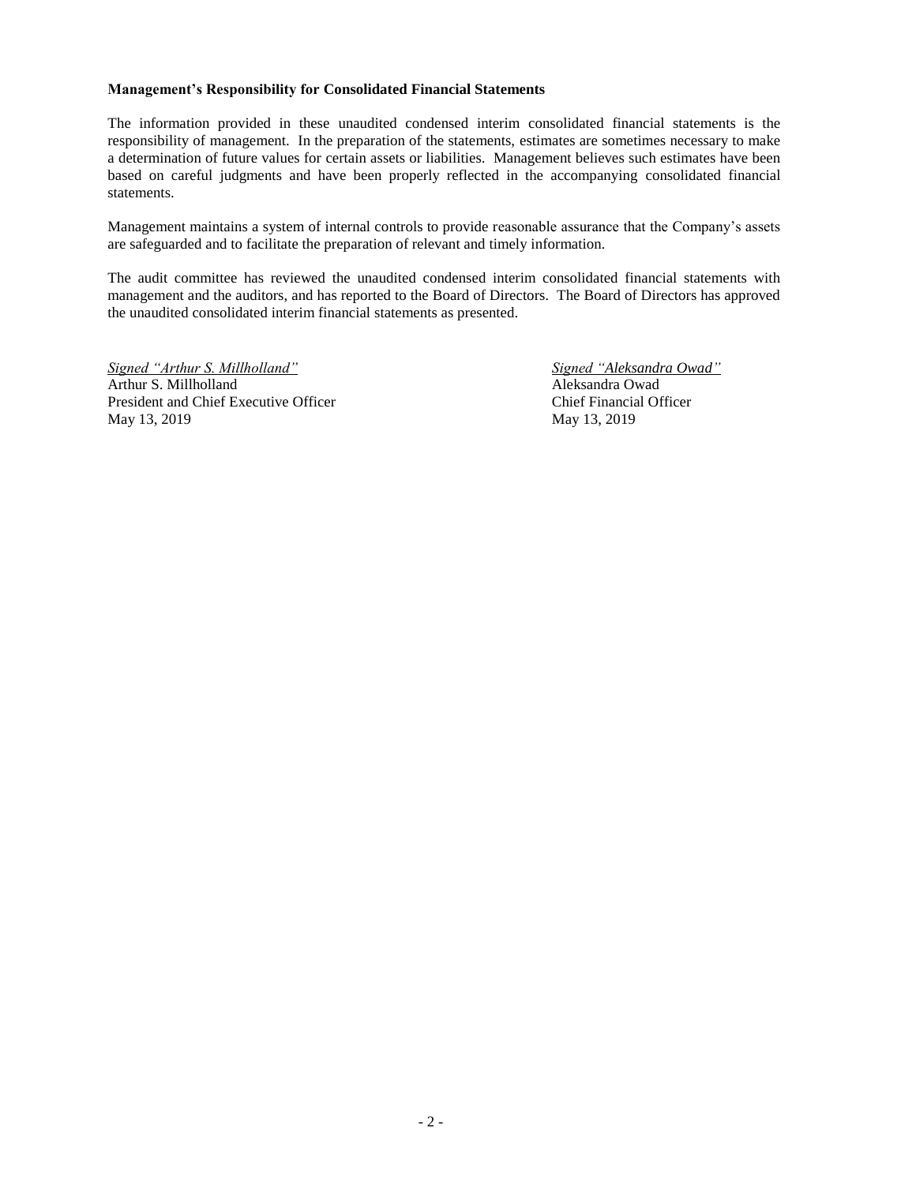**Management's Responsibility for Consolidated Financial Statements**

The information provided in these unaudited condensed interim consolidated financial statements is the responsibility of management. In the preparation of the statements, estimates are sometimes necessary to make a determination of future values for certain assets or liabilities. Management believes such estimates have been based on careful judgments and have been properly reflected in the accompanying consolidated financial statements.

Management maintains a system of internal controls to provide reasonable assurance that the Company's assets are safeguarded and to facilitate the preparation of relevant and timely information.

The audit committee has reviewed the unaudited condensed interim consolidated financial statements with management and the auditors, and has reported to the Board of Directors. The Board of Directors has approved the unaudited consolidated interim financial statements as presented.

*Signed "Arthur S. Millholland"*
Arthur S. Millholland
President and Chief Executive Officer
May 13, 2019

*Signed "Aleksandra Owad"*
Aleksandra Owad
Chief Financial Officer
May 13, 2019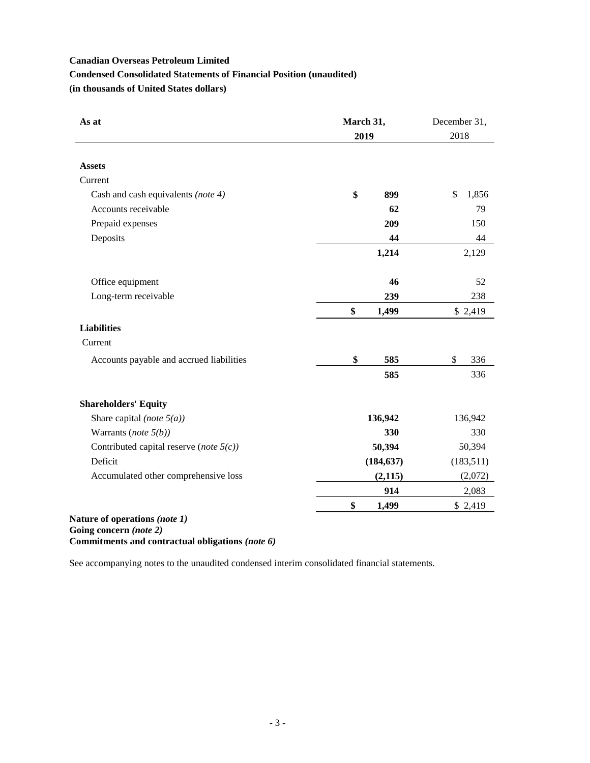**Canadian Overseas Petroleum Limited**

**Condensed Consolidated Statements of Financial Position (unaudited)**

**(in thousands of United States dollars)**

| As at | March 31, 2019 | December 31, 2018 |
|---|---|---|
| **Assets** | | |
| Current | | |
| Cash and cash equivalents *(note 4)* | **$ 899** | $ 1,856 |
| Accounts receivable | **62** | 79 |
| Prepaid expenses | **209** | 150 |
| Deposits | **44** | 44 |
| | **1,214** | 2,129 |
| Office equipment | **46** | 52 |
| Long-term receivable | **239** | 238 |
| | **$ 1,499** | $ 2,419 |
| **Liabilities** | | |
| Current | | |
| Accounts payable and accrued liabilities | **$ 585** | $ 336 |
| | **585** | 336 |
| **Shareholders' Equity** | | |
| Share capital *(note 5(a))* | **136,942** | 136,942 |
| Warrants (*note 5(b)*) | **330** | 330 |
| Contributed capital reserve (*note 5(c)*) | **50,394** | 50,394 |
| Deficit | **(184,637)** | (183,511) |
| Accumulated other comprehensive loss | **(2,115)** | (2,072) |
| | **914** | 2,083 |
| | **$ 1,499** | $ 2,419 |

**Nature of operations *(note 1)***
**Going concern *(note 2)***
**Commitments and contractual obligations *(note 6)***

See accompanying notes to the unaudited condensed interim consolidated financial statements.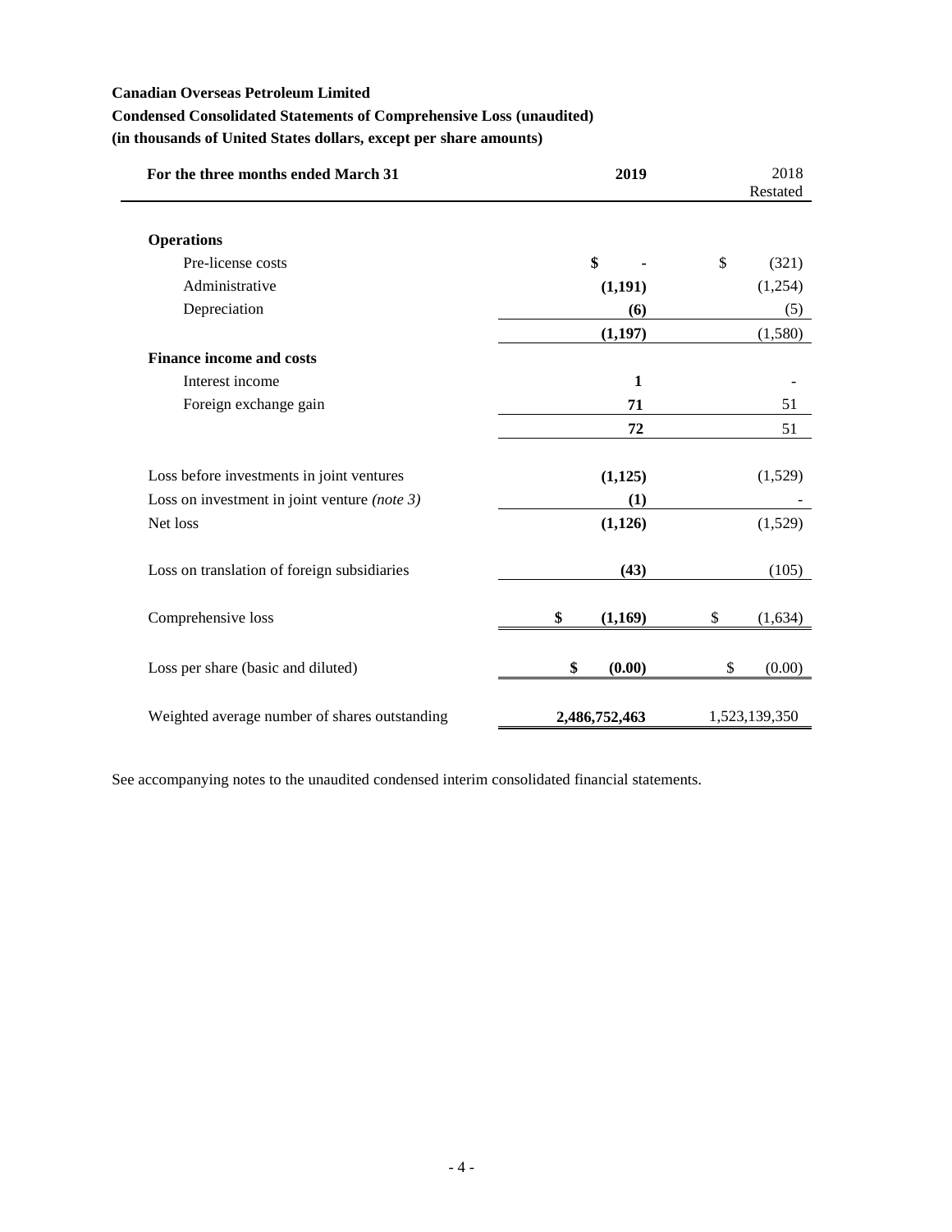**Canadian Overseas Petroleum Limited**

**Condensed Consolidated Statements of Comprehensive Loss (unaudited)**

**(in thousands of United States dollars, except per share amounts)**

| **For the three months ended March 31** | **2019** | 2018 Restated |
|---|---|---|
| **Operations** | | |
| Pre-license costs | **$ -** | $ (321) |
| Administrative | **(1,191)** | (1,254) |
| Depreciation | **(6)** | (5) |
| | **(1,197)** | (1,580) |
| **Finance income and costs** | | |
| Interest income | **1** | - |
| Foreign exchange gain | **71** | 51 |
| | **72** | 51 |
| Loss before investments in joint ventures | **(1,125)** | (1,529) |
| Loss on investment in joint venture *(note 3)* | **(1)** | - |
| Net loss | **(1,126)** | (1,529) |
| Loss on translation of foreign subsidiaries | **(43)** | (105) |
| Comprehensive loss | **$ (1,169)** | $ (1,634) |
| Loss per share (basic and diluted) | **$ (0.00)** | $ (0.00) |
| Weighted average number of shares outstanding | **2,486,752,463** | 1,523,139,350 |

See accompanying notes to the unaudited condensed interim consolidated financial statements.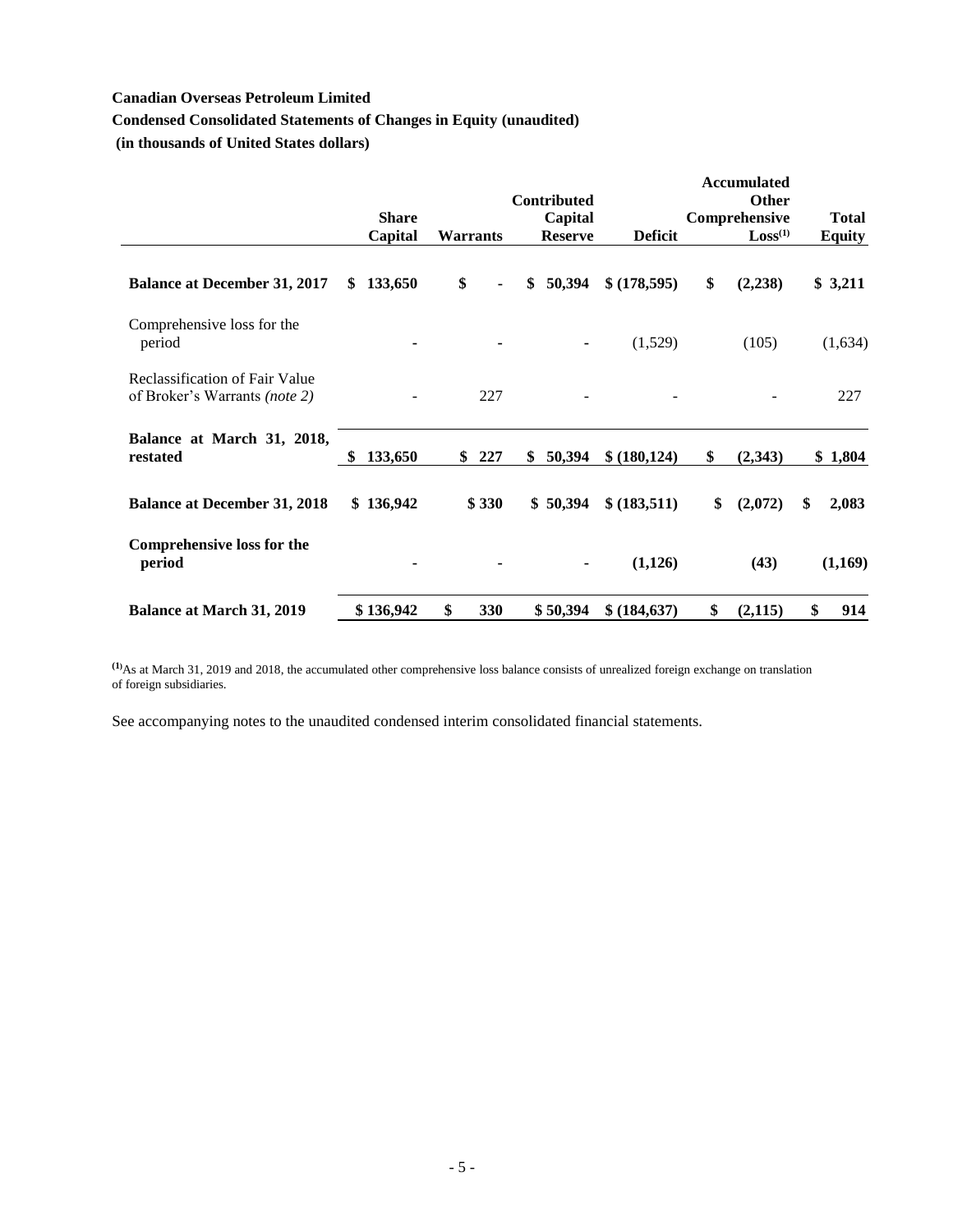**Canadian Overseas Petroleum Limited**

**Condensed Consolidated Statements of Changes in Equity (unaudited)**

**(in thousands of United States dollars)**

| | Share Capital | Warrants | Contributed Capital Reserve | Deficit | Accumulated Other Comprehensive Loss[(1)] | Total Equity |
|---|---|---|---|---|---|---|
| **Balance at December 31, 2017** | **$ 133,650** | **$ -** | **$ 50,394** | **$ (178,595)** | **$ (2,238)** | **$ 3,211** |
| Comprehensive loss for the period | - | - | - | (1,529) | (105) | (1,634) |
| Reclassification of Fair Value of Broker's Warrants *(note 2)* | - | 227 | - | - | - | 227 |
| **Balance at March 31, 2018, restated** | **$ 133,650** | **$ 227** | **$ 50,394** | **$ (180,124)** | **$ (2,343)** | **$ 1,804** |
| **Balance at December 31, 2018** | **$ 136,942** | **$ 330** | **$ 50,394** | **$ (183,511)** | **$ (2,072)** | **$ 2,083** |
| **Comprehensive loss for the period** | **-** | **-** | **-** | **(1,126)** | **(43)** | **(1,169)** |
| **Balance at March 31, 2019** | **$ 136,942** | **$ 330** | **$ 50,394** | **$ (184,637)** | **$ (2,115)** | **$ 914** |

[(1)]As at March 31, 2019 and 2018, the accumulated other comprehensive loss balance consists of unrealized foreign exchange on translation of foreign subsidiaries.

See accompanying notes to the unaudited condensed interim consolidated financial statements.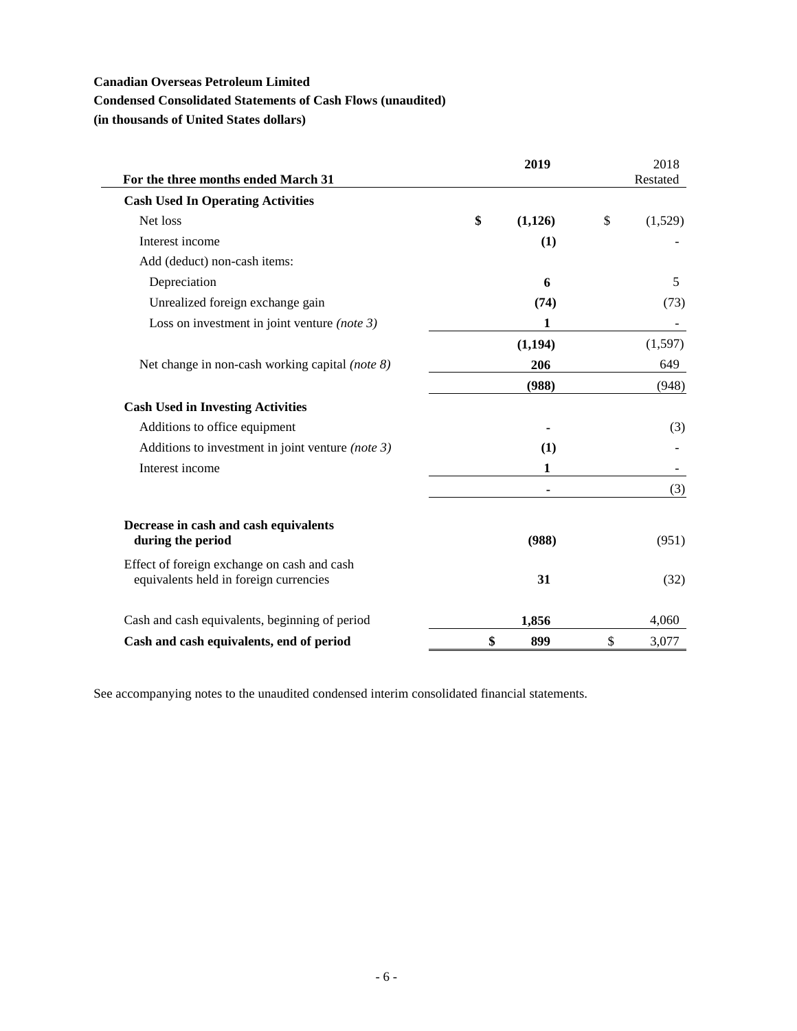**Canadian Overseas Petroleum Limited**
**Condensed Consolidated Statements of Cash Flows (unaudited)**
**(in thousands of United States dollars)**

| For the three months ended March 31 | 2019 | 2018 Restated |
|---|---|---|
| **Cash Used In Operating Activities** | | |
| Net loss | **$ (1,126)** | $ (1,529) |
| Interest income | **(1)** | - |
| Add (deduct) non-cash items: | | |
| Depreciation | **6** | 5 |
| Unrealized foreign exchange gain | **(74)** | (73) |
| Loss on investment in joint venture *(note 3)* | **1** | - |
| | **(1,194)** | (1,597) |
| Net change in non-cash working capital *(note 8)* | **206** | 649 |
| | **(988)** | (948) |
| **Cash Used in Investing Activities** | | |
| Additions to office equipment | **-** | (3) |
| Additions to investment in joint venture *(note 3)* | **(1)** | - |
| Interest income | **1** | - |
| | **-** | (3) |
| **Decrease in cash and cash equivalents during the period** | **(988)** | (951) |
| Effect of foreign exchange on cash and cash equivalents held in foreign currencies | **31** | (32) |
| Cash and cash equivalents, beginning of period | **1,856** | 4,060 |
| **Cash and cash equivalents, end of period** | **$ 899** | $ 3,077 |

See accompanying notes to the unaudited condensed interim consolidated financial statements.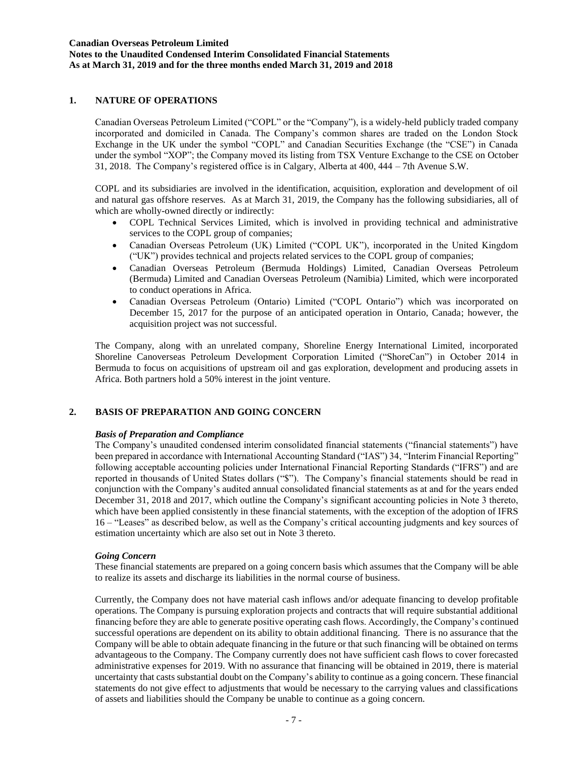## 1. NATURE OF OPERATIONS

Canadian Overseas Petroleum Limited ("COPL" or the "Company"), is a widely-held publicly traded company incorporated and domiciled in Canada. The Company's common shares are traded on the London Stock Exchange in the UK under the symbol "COPL" and Canadian Securities Exchange (the "CSE") in Canada under the symbol "XOP"; the Company moved its listing from TSX Venture Exchange to the CSE on October 31, 2018. The Company's registered office is in Calgary, Alberta at 400, 444 – 7th Avenue S.W.

COPL and its subsidiaries are involved in the identification, acquisition, exploration and development of oil and natural gas offshore reserves. As at March 31, 2019, the Company has the following subsidiaries, all of which are wholly-owned directly or indirectly:

- COPL Technical Services Limited, which is involved in providing technical and administrative services to the COPL group of companies;
- Canadian Overseas Petroleum (UK) Limited ("COPL UK"), incorporated in the United Kingdom ("UK") provides technical and projects related services to the COPL group of companies;
- Canadian Overseas Petroleum (Bermuda Holdings) Limited, Canadian Overseas Petroleum (Bermuda) Limited and Canadian Overseas Petroleum (Namibia) Limited, which were incorporated to conduct operations in Africa.
- Canadian Overseas Petroleum (Ontario) Limited ("COPL Ontario") which was incorporated on December 15, 2017 for the purpose of an anticipated operation in Ontario, Canada; however, the acquisition project was not successful.

The Company, along with an unrelated company, Shoreline Energy International Limited, incorporated Shoreline Canoverseas Petroleum Development Corporation Limited ("ShoreCan") in October 2014 in Bermuda to focus on acquisitions of upstream oil and gas exploration, development and producing assets in Africa. Both partners hold a 50% interest in the joint venture.

## 2. BASIS OF PREPARATION AND GOING CONCERN

***Basis of Preparation and Compliance***

The Company's unaudited condensed interim consolidated financial statements ("financial statements") have been prepared in accordance with International Accounting Standard ("IAS") 34, "Interim Financial Reporting" following acceptable accounting policies under International Financial Reporting Standards ("IFRS") and are reported in thousands of United States dollars ("$"). The Company's financial statements should be read in conjunction with the Company's audited annual consolidated financial statements as at and for the years ended December 31, 2018 and 2017, which outline the Company's significant accounting policies in Note 3 thereto, which have been applied consistently in these financial statements, with the exception of the adoption of IFRS 16 – "Leases" as described below, as well as the Company's critical accounting judgments and key sources of estimation uncertainty which are also set out in Note 3 thereto.

***Going Concern***

These financial statements are prepared on a going concern basis which assumes that the Company will be able to realize its assets and discharge its liabilities in the normal course of business.

Currently, the Company does not have material cash inflows and/or adequate financing to develop profitable operations. The Company is pursuing exploration projects and contracts that will require substantial additional financing before they are able to generate positive operating cash flows. Accordingly, the Company's continued successful operations are dependent on its ability to obtain additional financing. There is no assurance that the Company will be able to obtain adequate financing in the future or that such financing will be obtained on terms advantageous to the Company. The Company currently does not have sufficient cash flows to cover forecasted administrative expenses for 2019. With no assurance that financing will be obtained in 2019, there is material uncertainty that casts substantial doubt on the Company's ability to continue as a going concern. These financial statements do not give effect to adjustments that would be necessary to the carrying values and classifications of assets and liabilities should the Company be unable to continue as a going concern.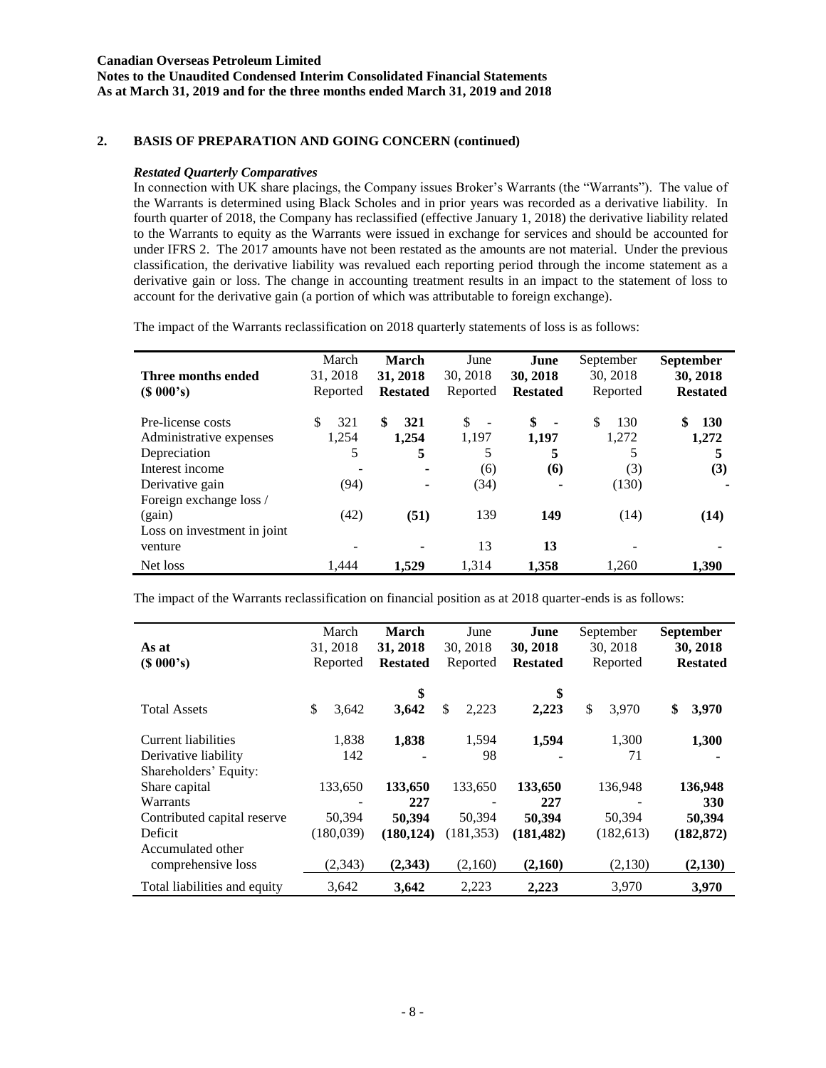## 2. BASIS OF PREPARATION AND GOING CONCERN (continued)

### *Restated Quarterly Comparatives*

In connection with UK share placings, the Company issues Broker's Warrants (the "Warrants"). The value of the Warrants is determined using Black Scholes and in prior years was recorded as a derivative liability. In fourth quarter of 2018, the Company has reclassified (effective January 1, 2018) the derivative liability related to the Warrants to equity as the Warrants were issued in exchange for services and should be accounted for under IFRS 2. The 2017 amounts have not been restated as the amounts are not material. Under the previous classification, the derivative liability was revalued each reporting period through the income statement as a derivative gain or loss. The change in accounting treatment results in an impact to the statement of loss to account for the derivative gain (a portion of which was attributable to foreign exchange).

The impact of the Warrants reclassification on 2018 quarterly statements of loss is as follows:

| Three months ended ($ 000's) | March 31, 2018 Reported | **March 31, 2018 Restated** | June 30, 2018 Reported | **June 30, 2018 Restated** | September 30, 2018 Reported | **September 30, 2018 Restated** |
|---|---|---|---|---|---|---|
| Pre-license costs | $ 321 | **$ 321** | $ - | **$ -** | $ 130 | **$ 130** |
| Administrative expenses | 1,254 | **1,254** | 1,197 | **1,197** | 1,272 | **1,272** |
| Depreciation | 5 | **5** | 5 | **5** | 5 | **5** |
| Interest income | - | **-** | (6) | **(6)** | (3) | **(3)** |
| Derivative gain | (94) | **-** | (34) | **-** | (130) | **-** |
| Foreign exchange loss / (gain) | (42) | **(51)** | 139 | **149** | (14) | **(14)** |
| Loss on investment in joint venture | - | **-** | 13 | **13** | - | **-** |
| Net loss | 1,444 | **1,529** | 1,314 | **1,358** | 1,260 | **1,390** |

The impact of the Warrants reclassification on financial position as at 2018 quarter-ends is as follows:

| As at ($ 000's) | March 31, 2018 Reported | **March 31, 2018 Restated** | June 30, 2018 Reported | **June 30, 2018 Restated** | September 30, 2018 Reported | **September 30, 2018 Restated** |
|---|---|---|---|---|---|---|
| Total Assets | $ 3,642 | **$ 3,642** | $ 2,223 | **$ 2,223** | $ 3,970 | **$ 3,970** |
| Current liabilities | 1,838 | **1,838** | 1,594 | **1,594** | 1,300 | **1,300** |
| Derivative liability | 142 | **-** | 98 | **-** | 71 | **-** |
| Shareholders' Equity: | | | | | | |
| Share capital | 133,650 | **133,650** | 133,650 | **133,650** | 136,948 | **136,948** |
| Warrants | - | **227** | - | **227** | - | **330** |
| Contributed capital reserve | 50,394 | **50,394** | 50,394 | **50,394** | 50,394 | **50,394** |
| Deficit | (180,039) | **(180,124)** | (181,353) | **(181,482)** | (182,613) | **(182,872)** |
| Accumulated other comprehensive loss | (2,343) | **(2,343)** | (2,160) | **(2,160)** | (2,130) | **(2,130)** |
| Total liabilities and equity | 3,642 | **3,642** | 2,223 | **2,223** | 3,970 | **3,970** |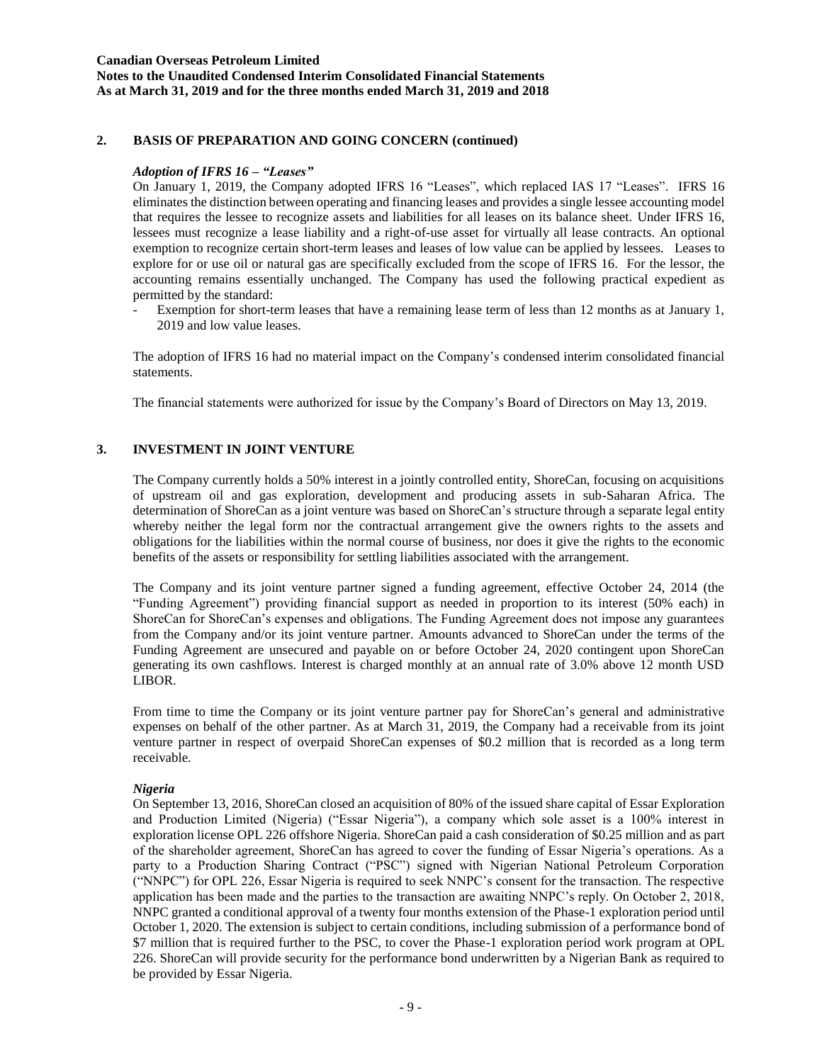## 2. BASIS OF PREPARATION AND GOING CONCERN (continued)

### *Adoption of IFRS 16 – "Leases"*

On January 1, 2019, the Company adopted IFRS 16 "Leases", which replaced IAS 17 "Leases". IFRS 16 eliminates the distinction between operating and financing leases and provides a single lessee accounting model that requires the lessee to recognize assets and liabilities for all leases on its balance sheet. Under IFRS 16, lessees must recognize a lease liability and a right-of-use asset for virtually all lease contracts. An optional exemption to recognize certain short-term leases and leases of low value can be applied by lessees. Leases to explore for or use oil or natural gas are specifically excluded from the scope of IFRS 16. For the lessor, the accounting remains essentially unchanged. The Company has used the following practical expedient as permitted by the standard:

- Exemption for short-term leases that have a remaining lease term of less than 12 months as at January 1, 2019 and low value leases.

The adoption of IFRS 16 had no material impact on the Company's condensed interim consolidated financial statements.

The financial statements were authorized for issue by the Company's Board of Directors on May 13, 2019.

## 3. INVESTMENT IN JOINT VENTURE

The Company currently holds a 50% interest in a jointly controlled entity, ShoreCan, focusing on acquisitions of upstream oil and gas exploration, development and producing assets in sub-Saharan Africa. The determination of ShoreCan as a joint venture was based on ShoreCan's structure through a separate legal entity whereby neither the legal form nor the contractual arrangement give the owners rights to the assets and obligations for the liabilities within the normal course of business, nor does it give the rights to the economic benefits of the assets or responsibility for settling liabilities associated with the arrangement.

The Company and its joint venture partner signed a funding agreement, effective October 24, 2014 (the "Funding Agreement") providing financial support as needed in proportion to its interest (50% each) in ShoreCan for ShoreCan's expenses and obligations. The Funding Agreement does not impose any guarantees from the Company and/or its joint venture partner. Amounts advanced to ShoreCan under the terms of the Funding Agreement are unsecured and payable on or before October 24, 2020 contingent upon ShoreCan generating its own cashflows. Interest is charged monthly at an annual rate of 3.0% above 12 month USD LIBOR.

From time to time the Company or its joint venture partner pay for ShoreCan's general and administrative expenses on behalf of the other partner. As at March 31, 2019, the Company had a receivable from its joint venture partner in respect of overpaid ShoreCan expenses of $0.2 million that is recorded as a long term receivable.

### *Nigeria*

On September 13, 2016, ShoreCan closed an acquisition of 80% of the issued share capital of Essar Exploration and Production Limited (Nigeria) ("Essar Nigeria"), a company which sole asset is a 100% interest in exploration license OPL 226 offshore Nigeria. ShoreCan paid a cash consideration of $0.25 million and as part of the shareholder agreement, ShoreCan has agreed to cover the funding of Essar Nigeria's operations. As a party to a Production Sharing Contract ("PSC") signed with Nigerian National Petroleum Corporation ("NNPC") for OPL 226, Essar Nigeria is required to seek NNPC's consent for the transaction. The respective application has been made and the parties to the transaction are awaiting NNPC's reply. On October 2, 2018, NNPC granted a conditional approval of a twenty four months extension of the Phase-1 exploration period until October 1, 2020. The extension is subject to certain conditions, including submission of a performance bond of $7 million that is required further to the PSC, to cover the Phase-1 exploration period work program at OPL 226. ShoreCan will provide security for the performance bond underwritten by a Nigerian Bank as required to be provided by Essar Nigeria.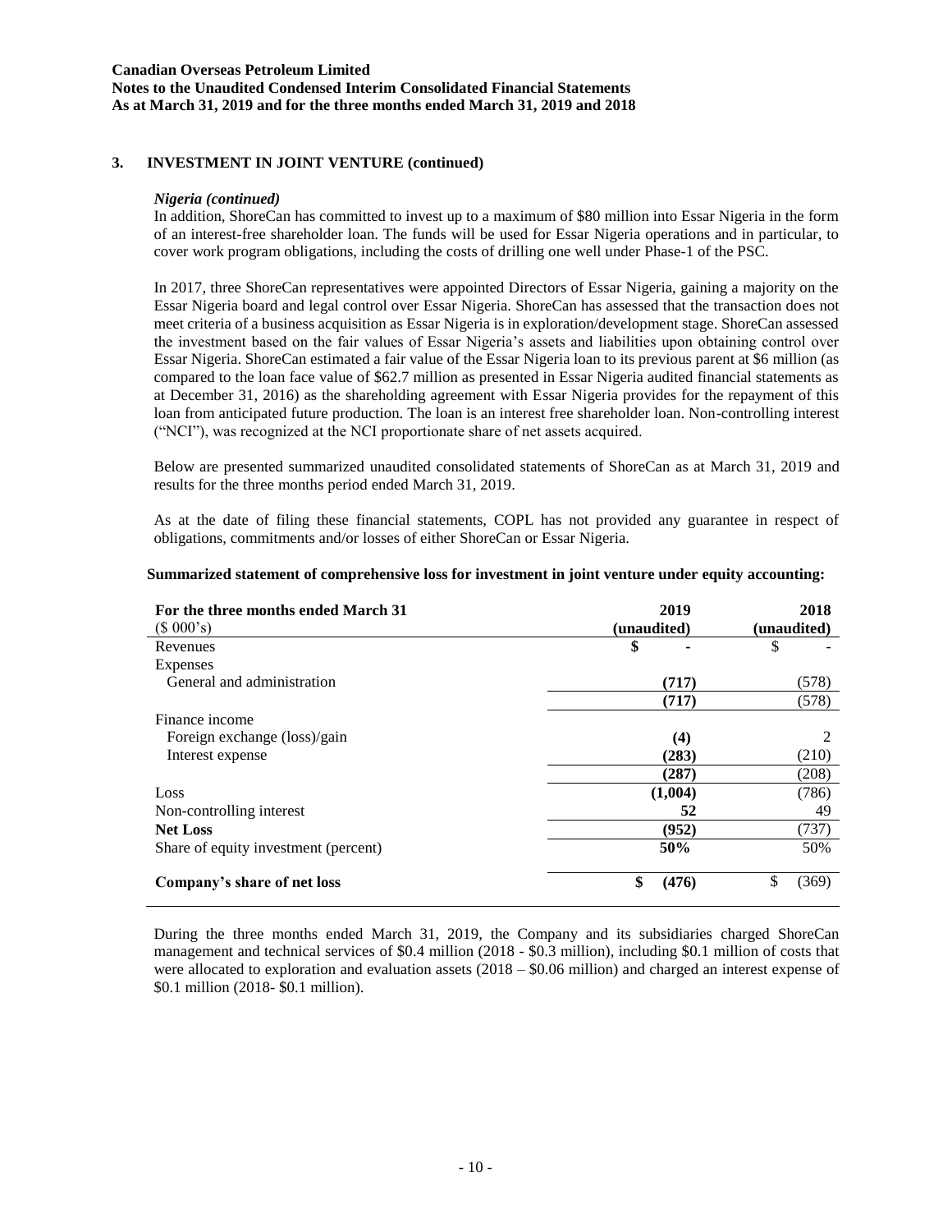## 3. INVESTMENT IN JOINT VENTURE (continued)

### *Nigeria (continued)*

In addition, ShoreCan has committed to invest up to a maximum of $80 million into Essar Nigeria in the form of an interest-free shareholder loan. The funds will be used for Essar Nigeria operations and in particular, to cover work program obligations, including the costs of drilling one well under Phase-1 of the PSC.

In 2017, three ShoreCan representatives were appointed Directors of Essar Nigeria, gaining a majority on the Essar Nigeria board and legal control over Essar Nigeria. ShoreCan has assessed that the transaction does not meet criteria of a business acquisition as Essar Nigeria is in exploration/development stage. ShoreCan assessed the investment based on the fair values of Essar Nigeria's assets and liabilities upon obtaining control over Essar Nigeria. ShoreCan estimated a fair value of the Essar Nigeria loan to its previous parent at $6 million (as compared to the loan face value of $62.7 million as presented in Essar Nigeria audited financial statements as at December 31, 2016) as the shareholding agreement with Essar Nigeria provides for the repayment of this loan from anticipated future production. The loan is an interest free shareholder loan. Non-controlling interest ("NCI"), was recognized at the NCI proportionate share of net assets acquired.

Below are presented summarized unaudited consolidated statements of ShoreCan as at March 31, 2019 and results for the three months period ended March 31, 2019.

As at the date of filing these financial statements, COPL has not provided any guarantee in respect of obligations, commitments and/or losses of either ShoreCan or Essar Nigeria.

**Summarized statement of comprehensive loss for investment in joint venture under equity accounting:**

| For the three months ended March 31 ($ 000's) | 2019 (unaudited) | 2018 (unaudited) |
|---|---|---|
| Revenues | $ - | $ - |
| Expenses | | |
| General and administration | (717) | (578) |
| | (717) | (578) |
| Finance income | | |
| Foreign exchange (loss)/gain | (4) | 2 |
| Interest expense | (283) | (210) |
| | (287) | (208) |
| Loss | (1,004) | (786) |
| Non-controlling interest | 52 | 49 |
| **Net Loss** | (952) | (737) |
| Share of equity investment (percent) | 50% | 50% |
| **Company's share of net loss** | $ (476) | $ (369) |

During the three months ended March 31, 2019, the Company and its subsidiaries charged ShoreCan management and technical services of $0.4 million (2018 - $0.3 million), including $0.1 million of costs that were allocated to exploration and evaluation assets (2018 – $0.06 million) and charged an interest expense of $0.1 million (2018- $0.1 million).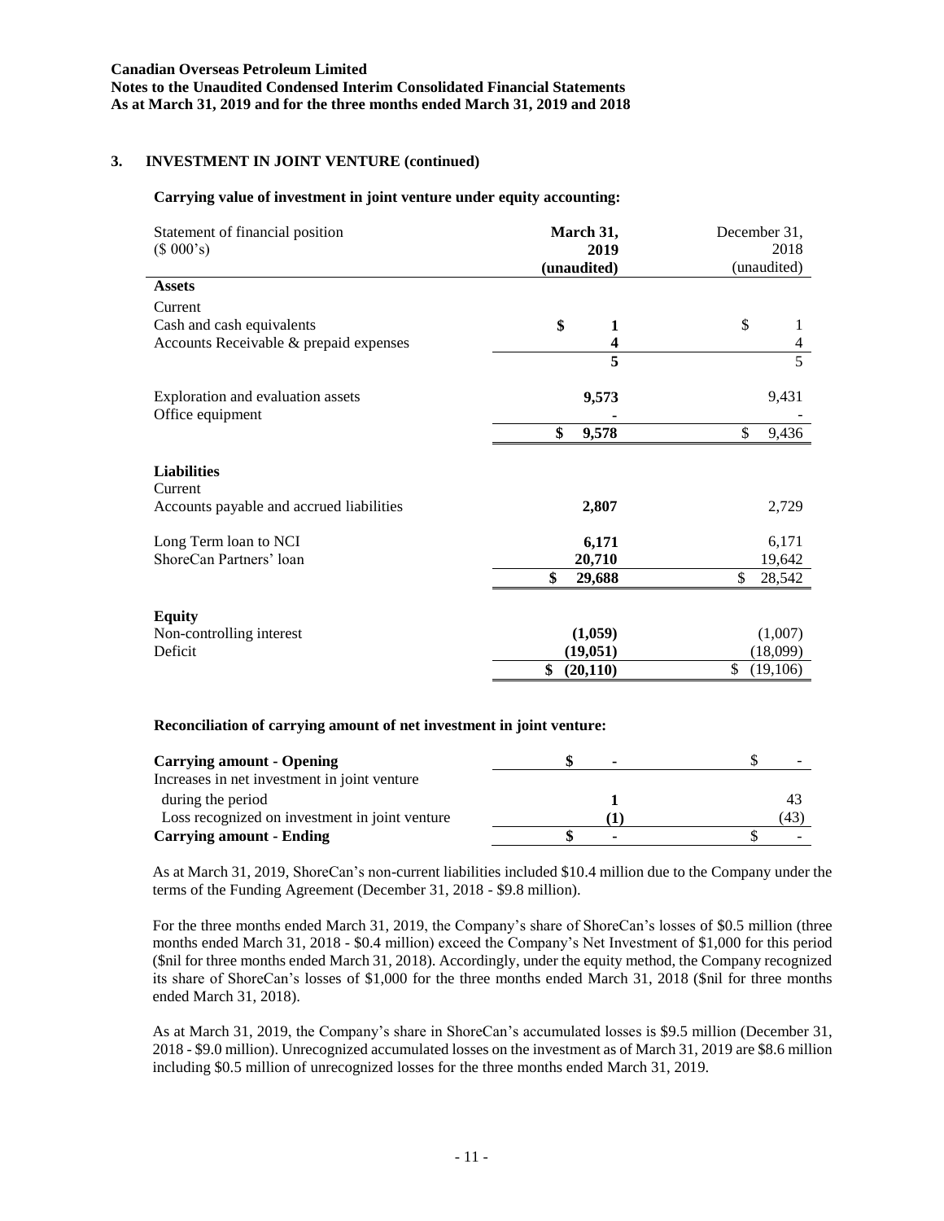### 3. INVESTMENT IN JOINT VENTURE (continued)

**Carrying value of investment in joint venture under equity accounting:**

| Statement of financial position ($ 000's) | **March 31, 2019 (unaudited)** | December 31, 2018 (unaudited) |
|---|---|---|
| **Assets** | | |
| Current | | |
| Cash and cash equivalents | **$ 1** | $ 1 |
| Accounts Receivable & prepaid expenses | **4** | 4 |
| | **5** | 5 |
| Exploration and evaluation assets | **9,573** | 9,431 |
| Office equipment | **-** | - |
| | **$ 9,578** | $ 9,436 |
| **Liabilities** | | |
| Current | | |
| Accounts payable and accrued liabilities | **2,807** | 2,729 |
| Long Term loan to NCI | **6,171** | 6,171 |
| ShoreCan Partners' loan | **20,710** | 19,642 |
| | **$ 29,688** | $ 28,542 |
| **Equity** | | |
| Non-controlling interest | **(1,059)** | (1,007) |
| Deficit | **(19,051)** | (18,099) |
| | **$ (20,110)** | $ (19,106) |

**Reconciliation of carrying amount of net investment in joint venture:**

| | | |
|---|---|---|
| **Carrying amount - Opening** | **$ -** | $ - |
| Increases in net investment in joint venture during the period | **1** | 43 |
| Loss recognized on investment in joint venture | **(1)** | (43) |
| **Carrying amount - Ending** | **$ -** | $ - |

As at March 31, 2019, ShoreCan's non-current liabilities included $10.4 million due to the Company under the terms of the Funding Agreement (December 31, 2018 - $9.8 million).

For the three months ended March 31, 2019, the Company's share of ShoreCan's losses of $0.5 million (three months ended March 31, 2018 - $0.4 million) exceed the Company's Net Investment of $1,000 for this period ($nil for three months ended March 31, 2018). Accordingly, under the equity method, the Company recognized its share of ShoreCan's losses of $1,000 for the three months ended March 31, 2018 ($nil for three months ended March 31, 2018).

As at March 31, 2019, the Company's share in ShoreCan's accumulated losses is $9.5 million (December 31, 2018 - $9.0 million). Unrecognized accumulated losses on the investment as of March 31, 2019 are $8.6 million including $0.5 million of unrecognized losses for the three months ended March 31, 2019.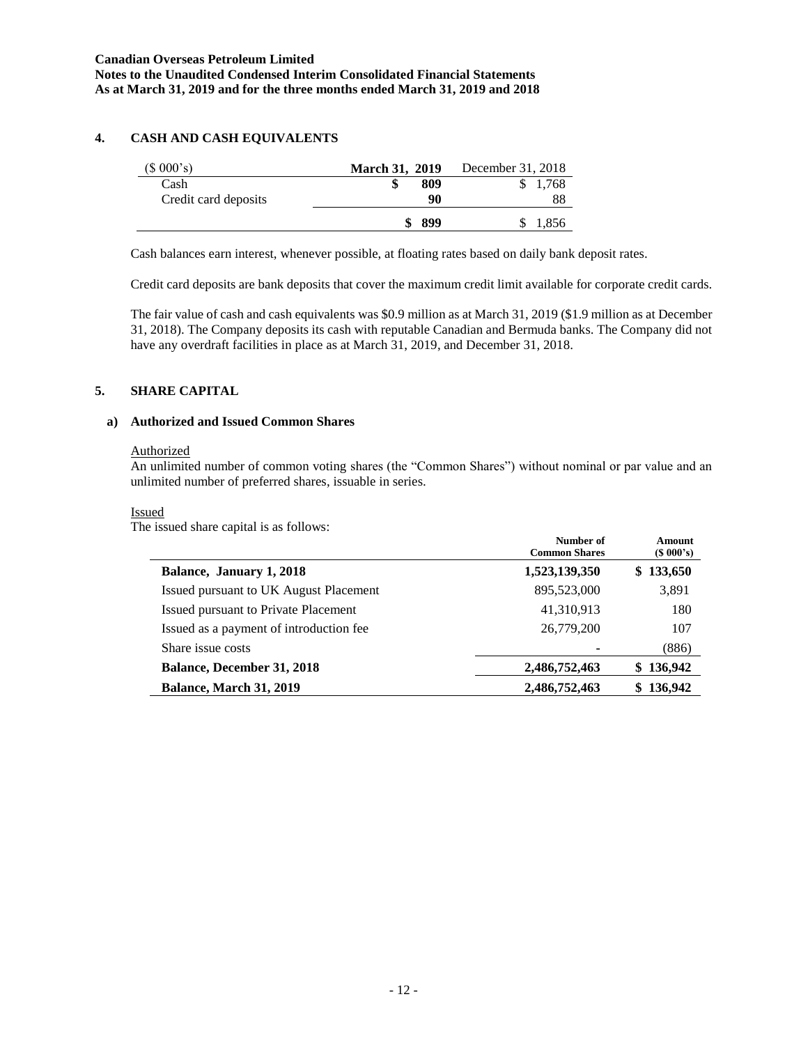## 4. CASH AND CASH EQUIVALENTS

| ($ 000's) | March 31, 2019 | December 31, 2018 |
|---|---|---|
| Cash | $ 809 | $ 1,768 |
| Credit card deposits | 90 | 88 |
| | $ 899 | $ 1,856 |

Cash balances earn interest, whenever possible, at floating rates based on daily bank deposit rates.

Credit card deposits are bank deposits that cover the maximum credit limit available for corporate credit cards.

The fair value of cash and cash equivalents was $0.9 million as at March 31, 2019 ($1.9 million as at December 31, 2018). The Company deposits its cash with reputable Canadian and Bermuda banks. The Company did not have any overdraft facilities in place as at March 31, 2019, and December 31, 2018.

## 5. SHARE CAPITAL

### a) Authorized and Issued Common Shares

Authorized

An unlimited number of common voting shares (the "Common Shares") without nominal or par value and an unlimited number of preferred shares, issuable in series.

Issued

The issued share capital is as follows:

| | Number of Common Shares | Amount ($ 000's) |
|---|---|---|
| **Balance, January 1, 2018** | **1,523,139,350** | **$ 133,650** |
| Issued pursuant to UK August Placement | 895,523,000 | 3,891 |
| Issued pursuant to Private Placement | 41,310,913 | 180 |
| Issued as a payment of introduction fee | 26,779,200 | 107 |
| Share issue costs | - | (886) |
| **Balance, December 31, 2018** | **2,486,752,463** | **$ 136,942** |
| **Balance, March 31, 2019** | **2,486,752,463** | **$ 136,942** |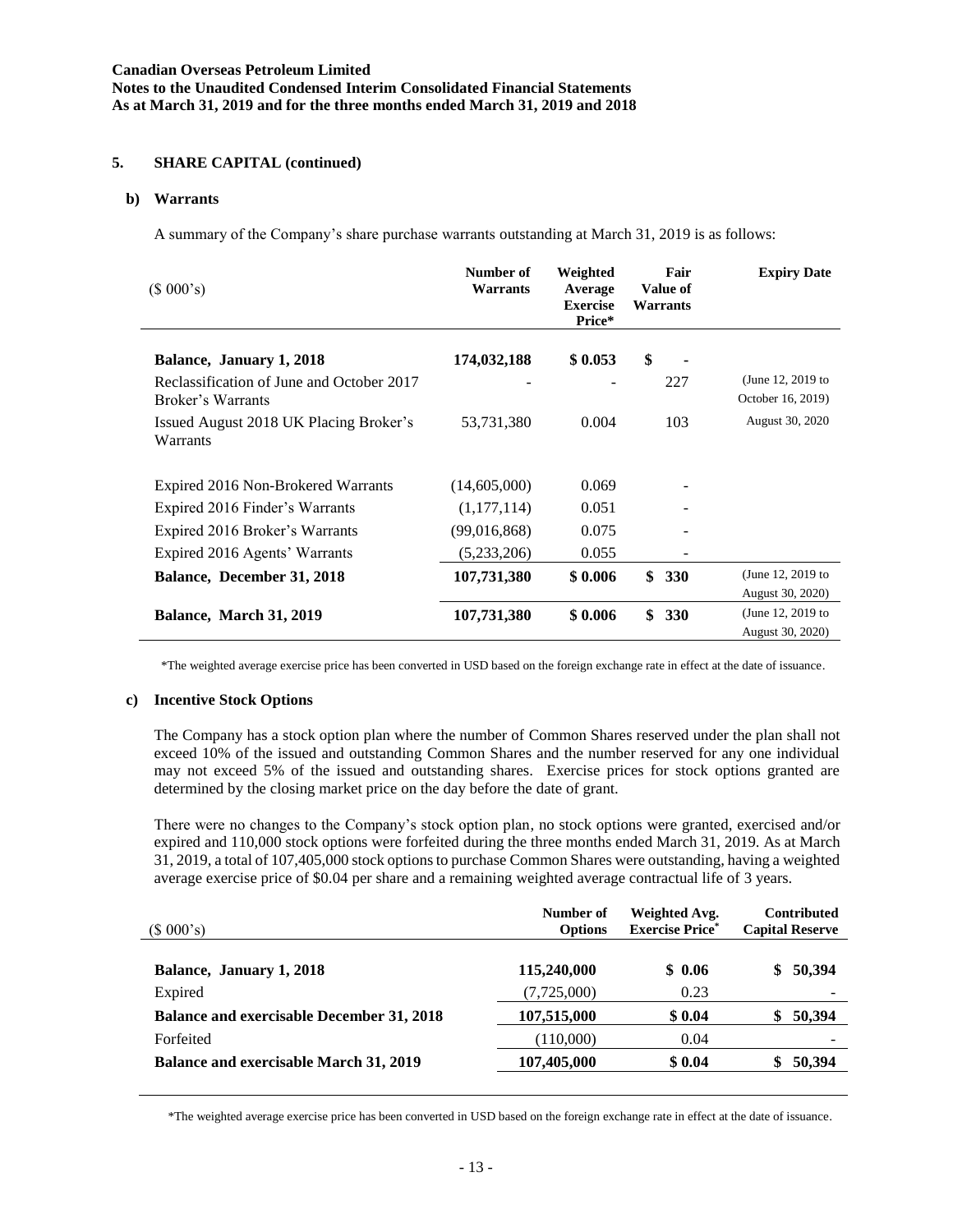## 5. SHARE CAPITAL (continued)

### b) Warrants

A summary of the Company's share purchase warrants outstanding at March 31, 2019 is as follows:

| ($ 000's) | Number of Warrants | Weighted Average Exercise Price* | Fair Value of Warrants | Expiry Date |
|---|---|---|---|---|
| **Balance, January 1, 2018** | **174,032,188** | **$ 0.053** | **$ -** | |
| Reclassification of June and October 2017 Broker's Warrants | - | - | 227 | (June 12, 2019 to October 16, 2019) |
| Issued August 2018 UK Placing Broker's Warrants | 53,731,380 | 0.004 | 103 | August 30, 2020 |
| Expired 2016 Non-Brokered Warrants | (14,605,000) | 0.069 | - | |
| Expired 2016 Finder's Warrants | (1,177,114) | 0.051 | - | |
| Expired 2016 Broker's Warrants | (99,016,868) | 0.075 | - | |
| Expired 2016 Agents' Warrants | (5,233,206) | 0.055 | - | |
| **Balance, December 31, 2018** | **107,731,380** | **$ 0.006** | **$ 330** | (June 12, 2019 to August 30, 2020) |
| **Balance, March 31, 2019** | **107,731,380** | **$ 0.006** | **$ 330** | (June 12, 2019 to August 30, 2020) |

*The weighted average exercise price has been converted in USD based on the foreign exchange rate in effect at the date of issuance.

### c) Incentive Stock Options

The Company has a stock option plan where the number of Common Shares reserved under the plan shall not exceed 10% of the issued and outstanding Common Shares and the number reserved for any one individual may not exceed 5% of the issued and outstanding shares. Exercise prices for stock options granted are determined by the closing market price on the day before the date of grant.

There were no changes to the Company's stock option plan, no stock options were granted, exercised and/or expired and 110,000 stock options were forfeited during the three months ended March 31, 2019. As at March 31, 2019, a total of 107,405,000 stock options to purchase Common Shares were outstanding, having a weighted average exercise price of $0.04 per share and a remaining weighted average contractual life of 3 years.

| ($ 000's) | Number of Options | Weighted Avg. Exercise Price* | Contributed Capital Reserve |
|---|---|---|---|
| **Balance, January 1, 2018** | **115,240,000** | **$ 0.06** | **$ 50,394** |
| Expired | (7,725,000) | 0.23 | - |
| **Balance and exercisable December 31, 2018** | **107,515,000** | **$ 0.04** | **$ 50,394** |
| Forfeited | (110,000) | 0.04 | - |
| **Balance and exercisable March 31, 2019** | **107,405,000** | **$ 0.04** | **$ 50,394** |

*The weighted average exercise price has been converted in USD based on the foreign exchange rate in effect at the date of issuance.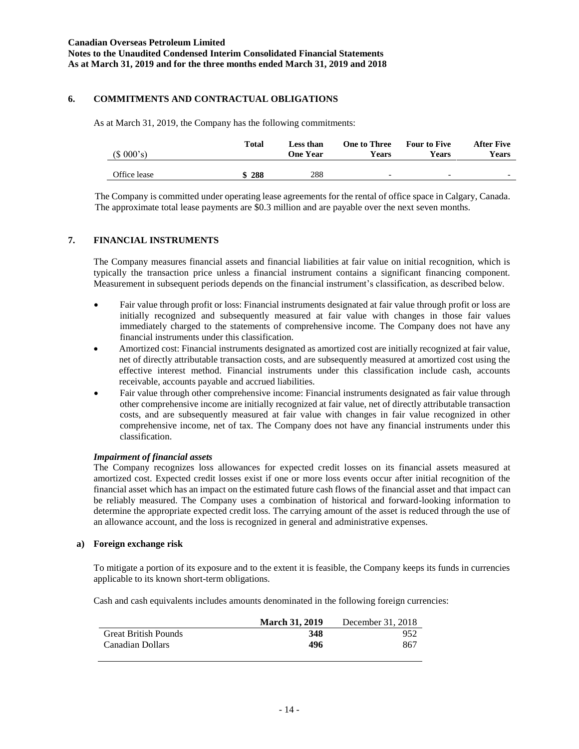## 6. COMMITMENTS AND CONTRACTUAL OBLIGATIONS

As at March 31, 2019, the Company has the following commitments:

| ($ 000's) | Total | Less than One Year | One to Three Years | Four to Five Years | After Five Years |
|---|---|---|---|---|---|
| Office lease | **$ 288** | 288 | - | - | - |

The Company is committed under operating lease agreements for the rental of office space in Calgary, Canada. The approximate total lease payments are $0.3 million and are payable over the next seven months.

## 7. FINANCIAL INSTRUMENTS

The Company measures financial assets and financial liabilities at fair value on initial recognition, which is typically the transaction price unless a financial instrument contains a significant financing component. Measurement in subsequent periods depends on the financial instrument's classification, as described below.

- Fair value through profit or loss: Financial instruments designated at fair value through profit or loss are initially recognized and subsequently measured at fair value with changes in those fair values immediately charged to the statements of comprehensive income. The Company does not have any financial instruments under this classification.
- Amortized cost: Financial instruments designated as amortized cost are initially recognized at fair value, net of directly attributable transaction costs, and are subsequently measured at amortized cost using the effective interest method. Financial instruments under this classification include cash, accounts receivable, accounts payable and accrued liabilities.
- Fair value through other comprehensive income: Financial instruments designated as fair value through other comprehensive income are initially recognized at fair value, net of directly attributable transaction costs, and are subsequently measured at fair value with changes in fair value recognized in other comprehensive income, net of tax. The Company does not have any financial instruments under this classification.

***Impairment of financial assets***

The Company recognizes loss allowances for expected credit losses on its financial assets measured at amortized cost. Expected credit losses exist if one or more loss events occur after initial recognition of the financial asset which has an impact on the estimated future cash flows of the financial asset and that impact can be reliably measured. The Company uses a combination of historical and forward-looking information to determine the appropriate expected credit loss. The carrying amount of the asset is reduced through the use of an allowance account, and the loss is recognized in general and administrative expenses.

### a) Foreign exchange risk

To mitigate a portion of its exposure and to the extent it is feasible, the Company keeps its funds in currencies applicable to its known short-term obligations.

Cash and cash equivalents includes amounts denominated in the following foreign currencies:

| | **March 31, 2019** | December 31, 2018 |
|---|---|---|
| Great British Pounds | **348** | 952 |
| Canadian Dollars | **496** | 867 |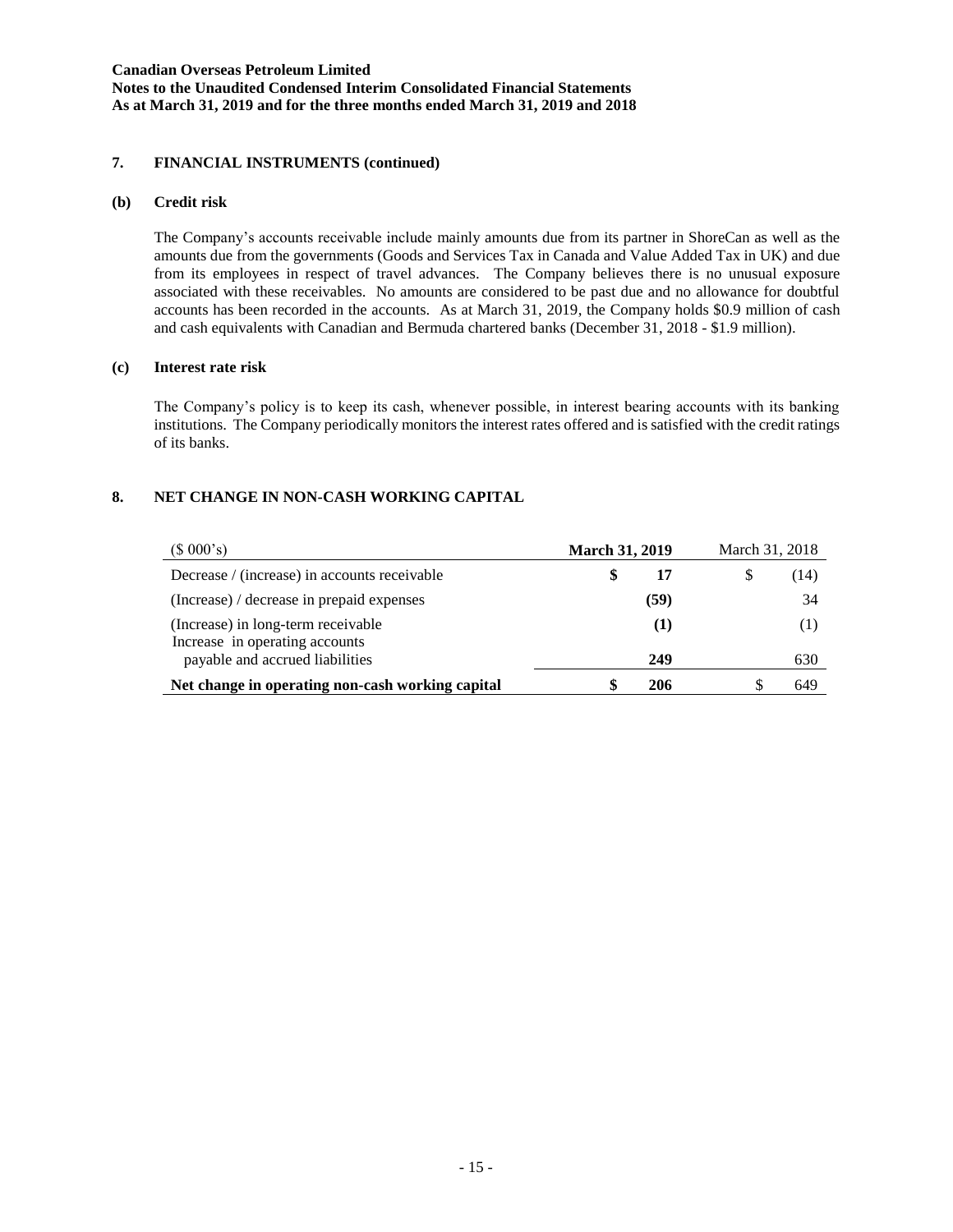## 7. FINANCIAL INSTRUMENTS (continued)

### (b) Credit risk

The Company's accounts receivable include mainly amounts due from its partner in ShoreCan as well as the amounts due from the governments (Goods and Services Tax in Canada and Value Added Tax in UK) and due from its employees in respect of travel advances. The Company believes there is no unusual exposure associated with these receivables. No amounts are considered to be past due and no allowance for doubtful accounts has been recorded in the accounts. As at March 31, 2019, the Company holds $0.9 million of cash and cash equivalents with Canadian and Bermuda chartered banks (December 31, 2018 - $1.9 million).

### (c) Interest rate risk

The Company's policy is to keep its cash, whenever possible, in interest bearing accounts with its banking institutions. The Company periodically monitors the interest rates offered and is satisfied with the credit ratings of its banks.

## 8. NET CHANGE IN NON-CASH WORKING CAPITAL

| ($ 000's) | **March 31, 2019** | March 31, 2018 |
|---|---|---|
| Decrease / (increase) in accounts receivable | **$ 17** | $ (14) |
| (Increase) / decrease in prepaid expenses | **(59)** | 34 |
| (Increase) in long-term receivable | **(1)** | (1) |
| Increase in operating accounts payable and accrued liabilities | **249** | 630 |
| **Net change in operating non-cash working capital** | **$ 206** | $ 649 |